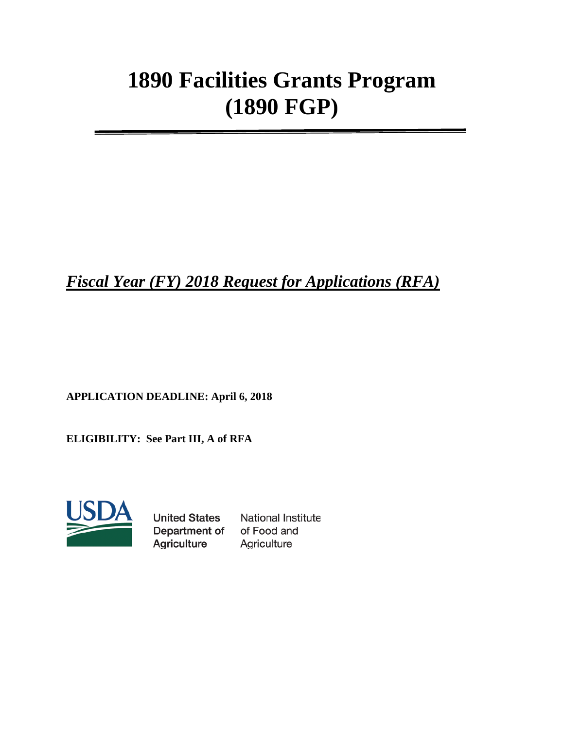# 1890 Facilities Grants Program (1890 FGP)

***Fiscal Year (FY) 2018 Request for Applications (RFA)***

**APPLICATION DEADLINE: April 6, 2018**

**ELIGIBILITY: See Part III, A of RFA**

USDA

United States Department of Agriculture

National Institute of Food and Agriculture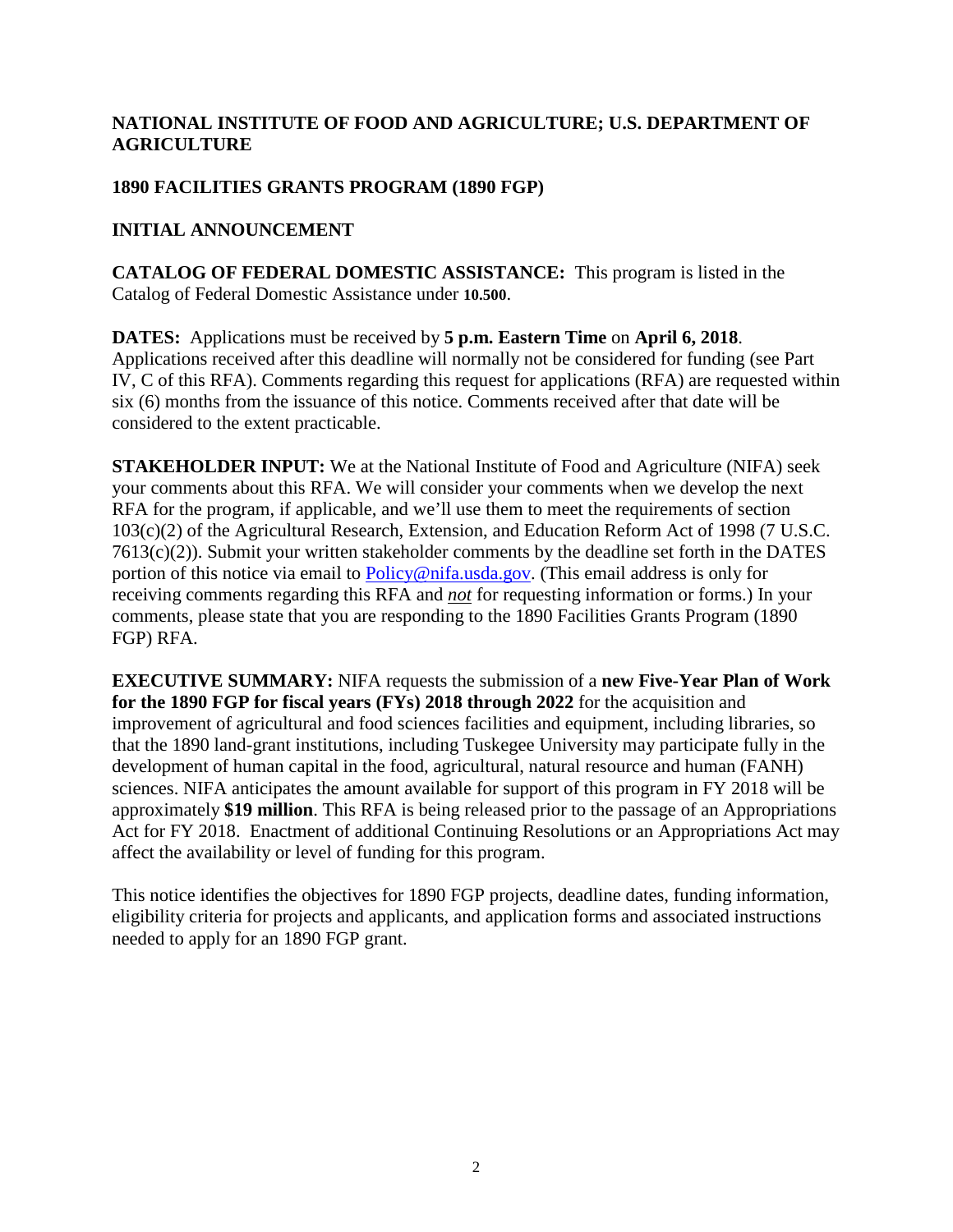**NATIONAL INSTITUTE OF FOOD AND AGRICULTURE; U.S. DEPARTMENT OF AGRICULTURE**

**1890 FACILITIES GRANTS PROGRAM (1890 FGP)**

**INITIAL ANNOUNCEMENT**

**CATALOG OF FEDERAL DOMESTIC ASSISTANCE:** This program is listed in the Catalog of Federal Domestic Assistance under **10.500**.

**DATES:** Applications must be received by **5 p.m. Eastern Time** on **April 6, 2018**. Applications received after this deadline will normally not be considered for funding (see Part IV, C of this RFA). Comments regarding this request for applications (RFA) are requested within six (6) months from the issuance of this notice. Comments received after that date will be considered to the extent practicable.

**STAKEHOLDER INPUT:** We at the National Institute of Food and Agriculture (NIFA) seek your comments about this RFA. We will consider your comments when we develop the next RFA for the program, if applicable, and we'll use them to meet the requirements of section 103(c)(2) of the Agricultural Research, Extension, and Education Reform Act of 1998 (7 U.S.C. 7613(c)(2)). Submit your written stakeholder comments by the deadline set forth in the DATES portion of this notice via email to Policy@nifa.usda.gov. (This email address is only for receiving comments regarding this RFA and ***not*** for requesting information or forms.) In your comments, please state that you are responding to the 1890 Facilities Grants Program (1890 FGP) RFA.

**EXECUTIVE SUMMARY:** NIFA requests the submission of a **new Five-Year Plan of Work for the 1890 FGP for fiscal years (FYs) 2018 through 2022** for the acquisition and improvement of agricultural and food sciences facilities and equipment, including libraries, so that the 1890 land-grant institutions, including Tuskegee University may participate fully in the development of human capital in the food, agricultural, natural resource and human (FANH) sciences. NIFA anticipates the amount available for support of this program in FY 2018 will be approximately **$19 million**. This RFA is being released prior to the passage of an Appropriations Act for FY 2018. Enactment of additional Continuing Resolutions or an Appropriations Act may affect the availability or level of funding for this program.

This notice identifies the objectives for 1890 FGP projects, deadline dates, funding information, eligibility criteria for projects and applicants, and application forms and associated instructions needed to apply for an 1890 FGP grant.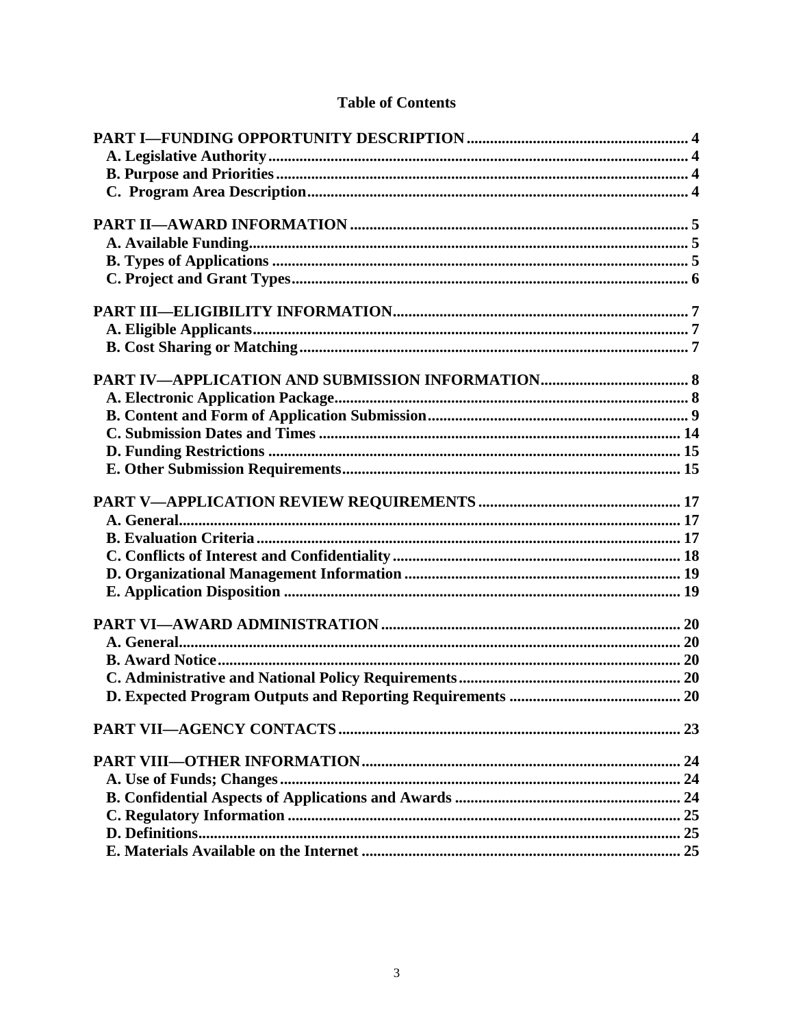## Table of Contents

**PART I—FUNDING OPPORTUNITY DESCRIPTION** ........ 4
- **A. Legislative Authority** ........ 4
- **B. Purpose and Priorities** ........ 4
- **C. Program Area Description** ........ 4

**PART II—AWARD INFORMATION** ........ 5
- **A. Available Funding** ........ 5
- **B. Types of Applications** ........ 5
- **C. Project and Grant Types** ........ 6

**PART III—ELIGIBILITY INFORMATION** ........ 7
- **A. Eligible Applicants** ........ 7
- **B. Cost Sharing or Matching** ........ 7

**PART IV—APPLICATION AND SUBMISSION INFORMATION** ........ 8
- **A. Electronic Application Package** ........ 8
- **B. Content and Form of Application Submission** ........ 9
- **C. Submission Dates and Times** ........ 14
- **D. Funding Restrictions** ........ 15
- **E. Other Submission Requirements** ........ 15

**PART V—APPLICATION REVIEW REQUIREMENTS** ........ 17
- **A. General** ........ 17
- **B. Evaluation Criteria** ........ 17
- **C. Conflicts of Interest and Confidentiality** ........ 18
- **D. Organizational Management Information** ........ 19
- **E. Application Disposition** ........ 19

**PART VI—AWARD ADMINISTRATION** ........ 20
- **A. General** ........ 20
- **B. Award Notice** ........ 20
- **C. Administrative and National Policy Requirements** ........ 20
- **D. Expected Program Outputs and Reporting Requirements** ........ 20

**PART VII—AGENCY CONTACTS** ........ 23

**PART VIII—OTHER INFORMATION** ........ 24
- **A. Use of Funds; Changes** ........ 24
- **B. Confidential Aspects of Applications and Awards** ........ 24
- **C. Regulatory Information** ........ 25
- **D. Definitions** ........ 25
- **E. Materials Available on the Internet** ........ 25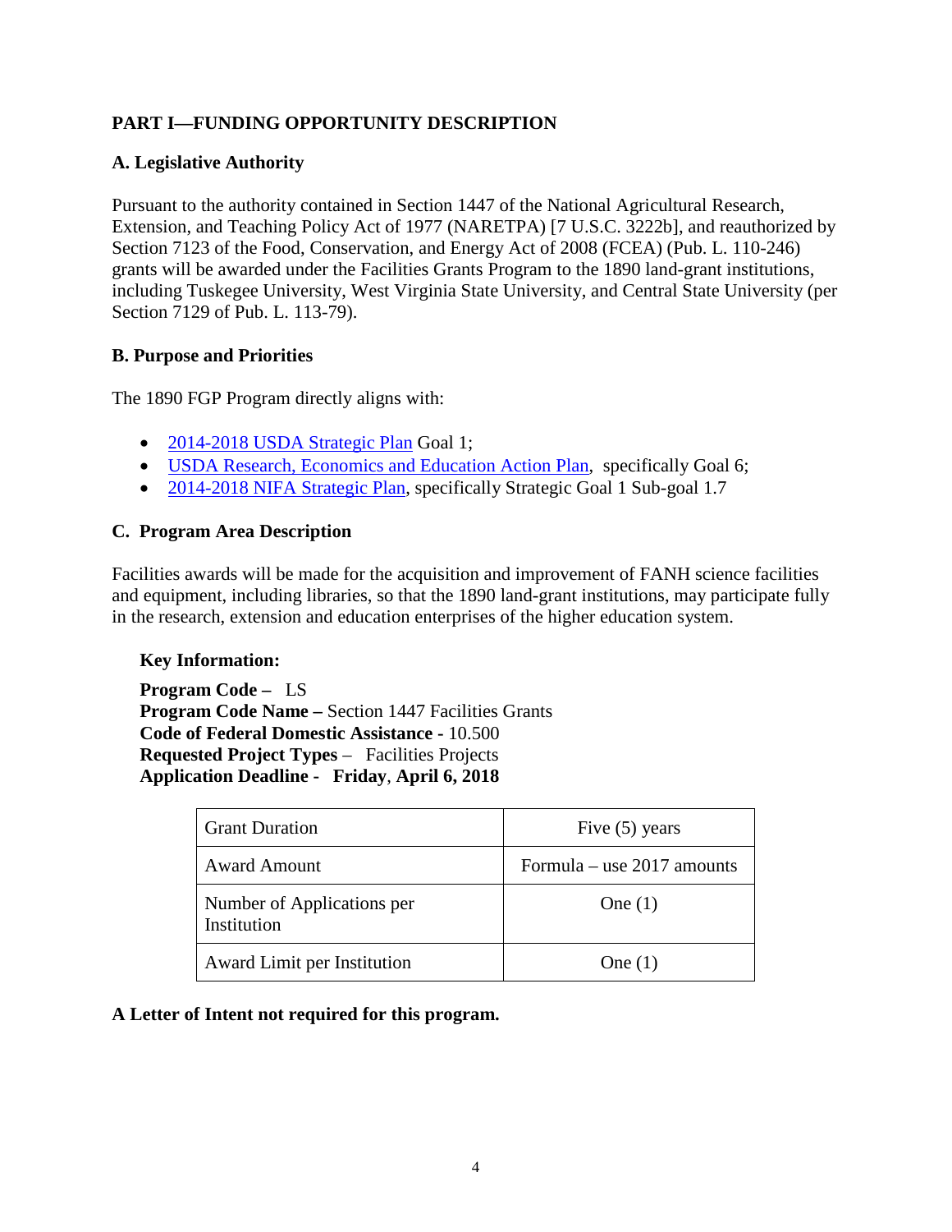## PART I—FUNDING OPPORTUNITY DESCRIPTION

### A. Legislative Authority

Pursuant to the authority contained in Section 1447 of the National Agricultural Research, Extension, and Teaching Policy Act of 1977 (NARETPA) [7 U.S.C. 3222b], and reauthorized by Section 7123 of the Food, Conservation, and Energy Act of 2008 (FCEA) (Pub. L. 110-246) grants will be awarded under the Facilities Grants Program to the 1890 land-grant institutions, including Tuskegee University, West Virginia State University, and Central State University (per Section 7129 of Pub. L. 113-79).

### B. Purpose and Priorities

The 1890 FGP Program directly aligns with:

- 2014-2018 USDA Strategic Plan Goal 1;
- USDA Research, Economics and Education Action Plan, specifically Goal 6;
- 2014-2018 NIFA Strategic Plan, specifically Strategic Goal 1 Sub-goal 1.7

### C. Program Area Description

Facilities awards will be made for the acquisition and improvement of FANH science facilities and equipment, including libraries, so that the 1890 land-grant institutions, may participate fully in the research, extension and education enterprises of the higher education system.

**Key Information:**

**Program Code –** LS
**Program Code Name –** Section 1447 Facilities Grants
**Code of Federal Domestic Assistance -** 10.500
**Requested Project Types –** Facilities Projects
**Application Deadline - Friday, April 6, 2018**

| Grant Duration | Five (5) years |
|---|---|
| Award Amount | Formula – use 2017 amounts |
| Number of Applications per Institution | One (1) |
| Award Limit per Institution | One (1) |

**A Letter of Intent not required for this program.**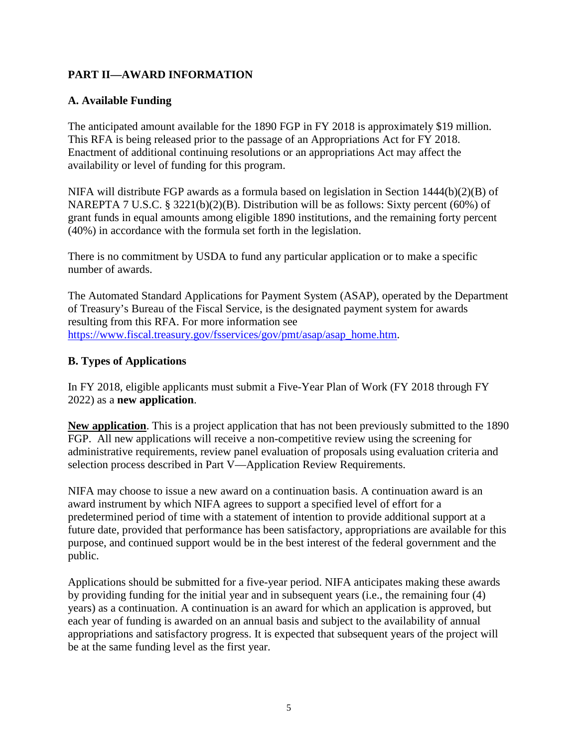## PART II—AWARD INFORMATION

### A. Available Funding

The anticipated amount available for the 1890 FGP in FY 2018 is approximately $19 million. This RFA is being released prior to the passage of an Appropriations Act for FY 2018. Enactment of additional continuing resolutions or an appropriations Act may affect the availability or level of funding for this program.

NIFA will distribute FGP awards as a formula based on legislation in Section 1444(b)(2)(B) of NAREPTA 7 U.S.C. § 3221(b)(2)(B). Distribution will be as follows: Sixty percent (60%) of grant funds in equal amounts among eligible 1890 institutions, and the remaining forty percent (40%) in accordance with the formula set forth in the legislation.

There is no commitment by USDA to fund any particular application or to make a specific number of awards.

The Automated Standard Applications for Payment System (ASAP), operated by the Department of Treasury's Bureau of the Fiscal Service, is the designated payment system for awards resulting from this RFA. For more information see [https://www.fiscal.treasury.gov/fsservices/gov/pmt/asap/asap_home.htm](https://www.fiscal.treasury.gov/fsservices/gov/pmt/asap/asap_home.htm).

### B. Types of Applications

In FY 2018, eligible applicants must submit a Five-Year Plan of Work (FY 2018 through FY 2022) as a **new application**.

**New application**. This is a project application that has not been previously submitted to the 1890 FGP. All new applications will receive a non-competitive review using the screening for administrative requirements, review panel evaluation of proposals using evaluation criteria and selection process described in Part V—Application Review Requirements.

NIFA may choose to issue a new award on a continuation basis. A continuation award is an award instrument by which NIFA agrees to support a specified level of effort for a predetermined period of time with a statement of intention to provide additional support at a future date, provided that performance has been satisfactory, appropriations are available for this purpose, and continued support would be in the best interest of the federal government and the public.

Applications should be submitted for a five-year period. NIFA anticipates making these awards by providing funding for the initial year and in subsequent years (i.e., the remaining four (4) years) as a continuation. A continuation is an award for which an application is approved, but each year of funding is awarded on an annual basis and subject to the availability of annual appropriations and satisfactory progress. It is expected that subsequent years of the project will be at the same funding level as the first year.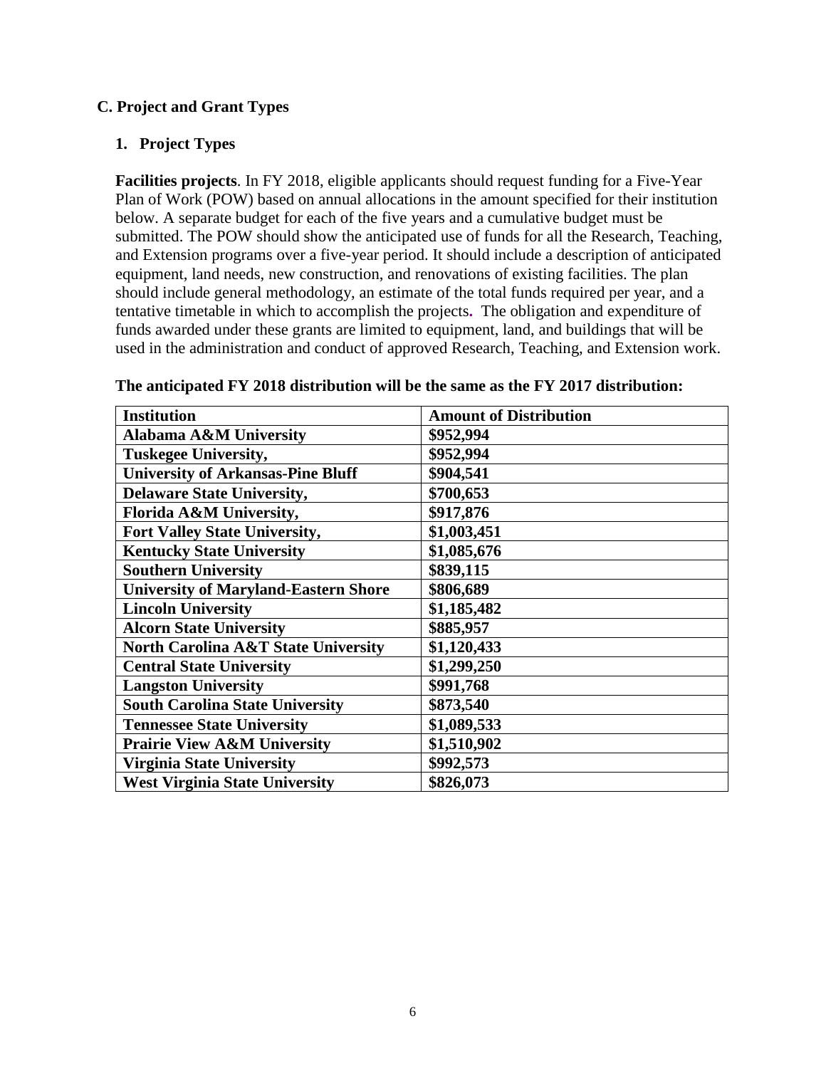## C. Project and Grant Types

### 1. Project Types

**Facilities projects**. In FY 2018, eligible applicants should request funding for a Five-Year Plan of Work (POW) based on annual allocations in the amount specified for their institution below. A separate budget for each of the five years and a cumulative budget must be submitted. The POW should show the anticipated use of funds for all the Research, Teaching, and Extension programs over a five-year period. It should include a description of anticipated equipment, land needs, new construction, and renovations of existing facilities. The plan should include general methodology, an estimate of the total funds required per year, and a tentative timetable in which to accomplish the projects. The obligation and expenditure of funds awarded under these grants are limited to equipment, land, and buildings that will be used in the administration and conduct of approved Research, Teaching, and Extension work.

**The anticipated FY 2018 distribution will be the same as the FY 2017 distribution:**

| Institution | Amount of Distribution |
|---|---|
| **Alabama A&M University** | **$952,994** |
| **Tuskegee University,** | **$952,994** |
| **University of Arkansas-Pine Bluff** | **$904,541** |
| **Delaware State University,** | **$700,653** |
| **Florida A&M University,** | **$917,876** |
| **Fort Valley State University,** | **$1,003,451** |
| **Kentucky State University** | **$1,085,676** |
| **Southern University** | **$839,115** |
| **University of Maryland-Eastern Shore** | **$806,689** |
| **Lincoln University** | **$1,185,482** |
| **Alcorn State University** | **$885,957** |
| **North Carolina A&T State University** | **$1,120,433** |
| **Central State University** | **$1,299,250** |
| **Langston University** | **$991,768** |
| **South Carolina State University** | **$873,540** |
| **Tennessee State University** | **$1,089,533** |
| **Prairie View A&M University** | **$1,510,902** |
| **Virginia State University** | **$992,573** |
| **West Virginia State University** | **$826,073** |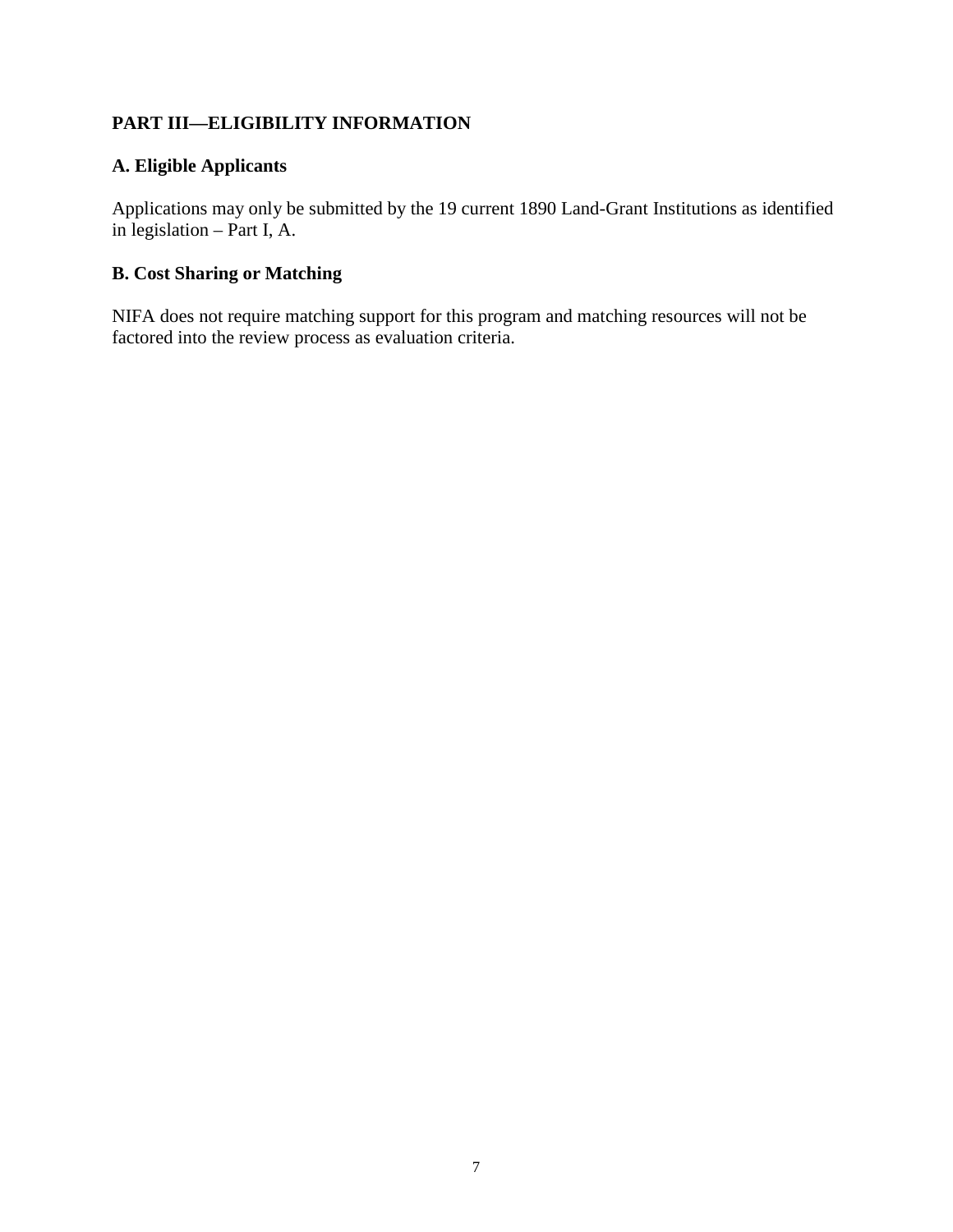## PART III—ELIGIBILITY INFORMATION

### A. Eligible Applicants

Applications may only be submitted by the 19 current 1890 Land-Grant Institutions as identified in legislation – Part I, A.

### B. Cost Sharing or Matching

NIFA does not require matching support for this program and matching resources will not be factored into the review process as evaluation criteria.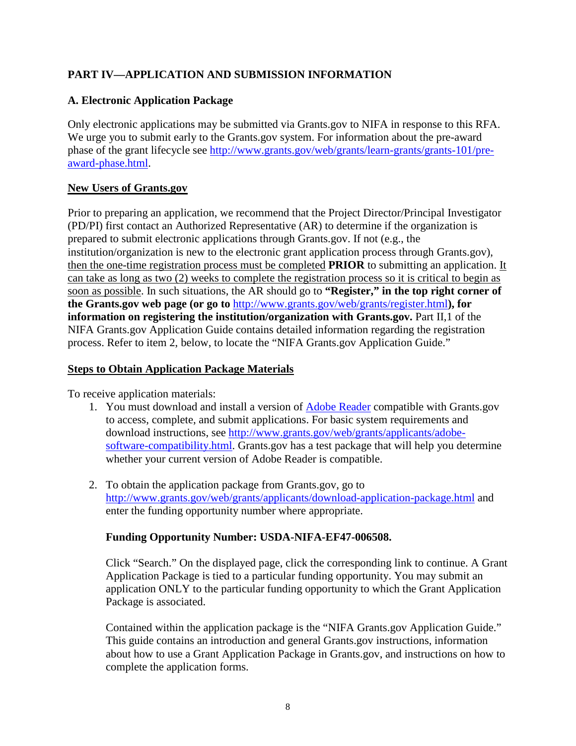## PART IV—APPLICATION AND SUBMISSION INFORMATION

### A. Electronic Application Package

Only electronic applications may be submitted via Grants.gov to NIFA in response to this RFA. We urge you to submit early to the Grants.gov system. For information about the pre-award phase of the grant lifecycle see [http://www.grants.gov/web/grants/learn-grants/grants-101/pre-award-phase.html](http://www.grants.gov/web/grants/learn-grants/grants-101/pre-award-phase.html).

**New Users of Grants.gov**

Prior to preparing an application, we recommend that the Project Director/Principal Investigator (PD/PI) first contact an Authorized Representative (AR) to determine if the organization is prepared to submit electronic applications through Grants.gov. If not (e.g., the institution/organization is new to the electronic grant application process through Grants.gov), then the one-time registration process must be completed **PRIOR** to submitting an application. It can take as long as two (2) weeks to complete the registration process so it is critical to begin as soon as possible. In such situations, the AR should go to **"Register," in the top right corner of the Grants.gov web page (or go to** [http://www.grants.gov/web/grants/register.html](http://www.grants.gov/web/grants/register.html)**), for information on registering the institution/organization with Grants.gov.** Part II,1 of the NIFA Grants.gov Application Guide contains detailed information regarding the registration process. Refer to item 2, below, to locate the "NIFA Grants.gov Application Guide."

**Steps to Obtain Application Package Materials**

To receive application materials:

1. You must download and install a version of Adobe Reader compatible with Grants.gov to access, complete, and submit applications. For basic system requirements and download instructions, see [http://www.grants.gov/web/grants/applicants/adobe-software-compatibility.html](http://www.grants.gov/web/grants/applicants/adobe-software-compatibility.html). Grants.gov has a test package that will help you determine whether your current version of Adobe Reader is compatible.

2. To obtain the application package from Grants.gov, go to [http://www.grants.gov/web/grants/applicants/download-application-package.html](http://www.grants.gov/web/grants/applicants/download-application-package.html) and enter the funding opportunity number where appropriate.

   **Funding Opportunity Number: USDA-NIFA-EF47-006508.**

   Click "Search." On the displayed page, click the corresponding link to continue. A Grant Application Package is tied to a particular funding opportunity. You may submit an application ONLY to the particular funding opportunity to which the Grant Application Package is associated.

   Contained within the application package is the "NIFA Grants.gov Application Guide." This guide contains an introduction and general Grants.gov instructions, information about how to use a Grant Application Package in Grants.gov, and instructions on how to complete the application forms.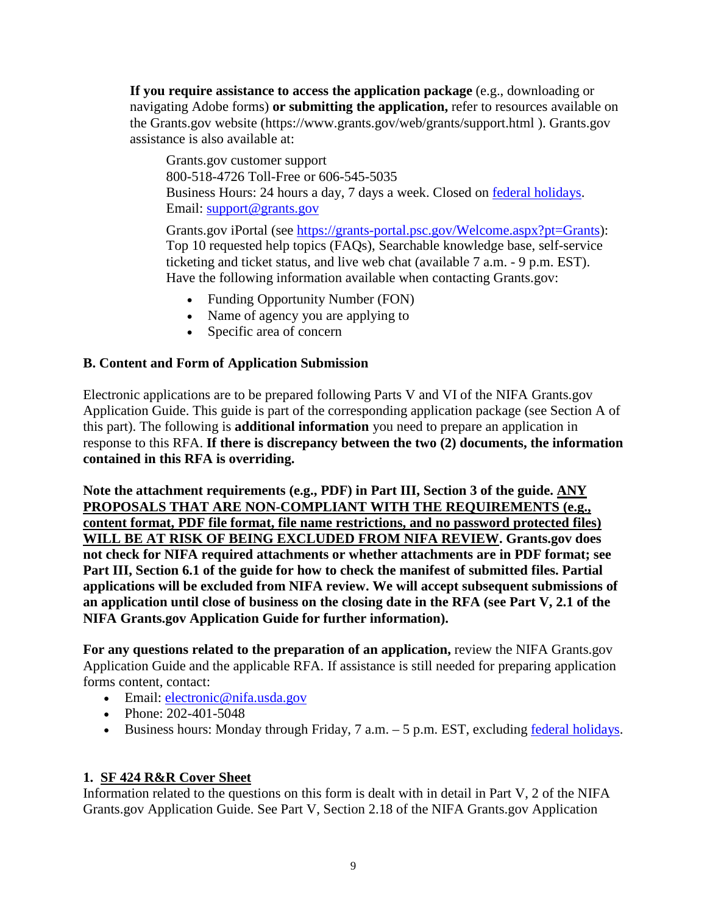**If you require assistance to access the application package** (e.g., downloading or navigating Adobe forms) **or submitting the application,** refer to resources available on the Grants.gov website (https://www.grants.gov/web/grants/support.html ). Grants.gov assistance is also available at:

> Grants.gov customer support
> 800-518-4726 Toll-Free or 606-545-5035
> Business Hours: 24 hours a day, 7 days a week. Closed on [federal holidays](https://www.opm.gov/policy-data-oversight/snow-dismissal-procedures/federal-holidays/).
> Email: [support@grants.gov](mailto:support@grants.gov)
>
> Grants.gov iPortal (see [https://grants-portal.psc.gov/Welcome.aspx?pt=Grants](https://grants-portal.psc.gov/Welcome.aspx?pt=Grants)): Top 10 requested help topics (FAQs), Searchable knowledge base, self-service ticketing and ticket status, and live web chat (available 7 a.m. - 9 p.m. EST).
> Have the following information available when contacting Grants.gov:
>
> - Funding Opportunity Number (FON)
> - Name of agency you are applying to
> - Specific area of concern

### B. Content and Form of Application Submission

Electronic applications are to be prepared following Parts V and VI of the NIFA Grants.gov Application Guide. This guide is part of the corresponding application package (see Section A of this part). The following is **additional information** you need to prepare an application in response to this RFA. **If there is discrepancy between the two (2) documents, the information contained in this RFA is overriding.**

**Note the attachment requirements (e.g., PDF) in Part III, Section 3 of the guide. <u>ANY PROPOSALS THAT ARE NON-COMPLIANT WITH THE REQUIREMENTS (e.g., content format, PDF file format, file name restrictions, and no password protected files) WILL BE AT RISK OF BEING EXCLUDED FROM NIFA REVIEW</u>. Grants.gov does not check for NIFA required attachments or whether attachments are in PDF format; see Part III, Section 6.1 of the guide for how to check the manifest of submitted files. Partial applications will be excluded from NIFA review. We will accept subsequent submissions of an application until close of business on the closing date in the RFA (see Part V, 2.1 of the NIFA Grants.gov Application Guide for further information).**

**For any questions related to the preparation of an application,** review the NIFA Grants.gov Application Guide and the applicable RFA. If assistance is still needed for preparing application forms content, contact:

- Email: [electronic@nifa.usda.gov](mailto:electronic@nifa.usda.gov)
- Phone: 202-401-5048
- Business hours: Monday through Friday, 7 a.m. – 5 p.m. EST, excluding [federal holidays](https://www.opm.gov/policy-data-oversight/snow-dismissal-procedures/federal-holidays/).

#### 1. <u>SF 424 R&R Cover Sheet</u>

Information related to the questions on this form is dealt with in detail in Part V, 2 of the NIFA Grants.gov Application Guide. See Part V, Section 2.18 of the NIFA Grants.gov Application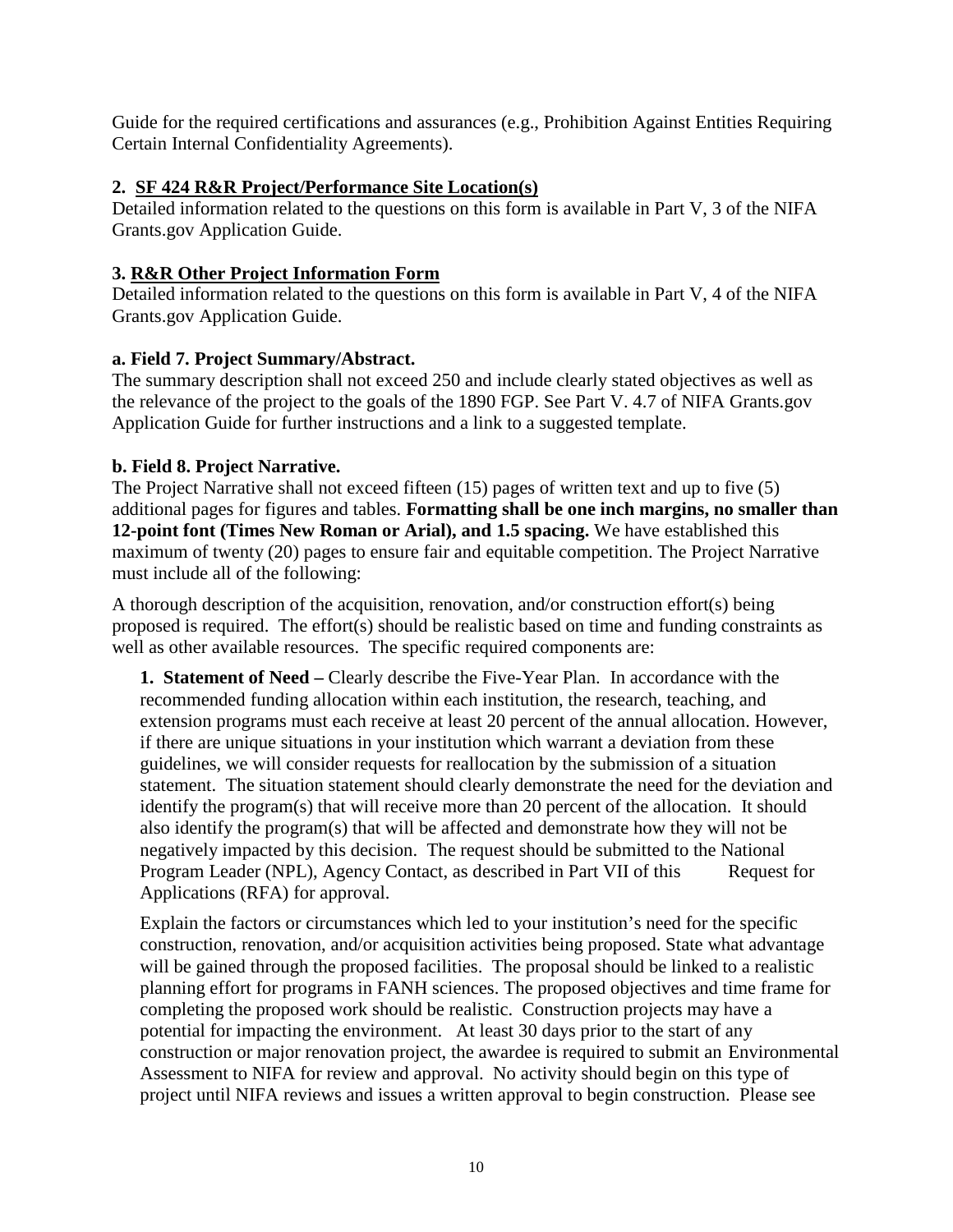Guide for the required certifications and assurances (e.g., Prohibition Against Entities Requiring Certain Internal Confidentiality Agreements).

**2. SF 424 R&R Project/Performance Site Location(s)**

Detailed information related to the questions on this form is available in Part V, 3 of the NIFA Grants.gov Application Guide.

**3. R&R Other Project Information Form**

Detailed information related to the questions on this form is available in Part V, 4 of the NIFA Grants.gov Application Guide.

**a. Field 7. Project Summary/Abstract.**

The summary description shall not exceed 250 and include clearly stated objectives as well as the relevance of the project to the goals of the 1890 FGP. See Part V. 4.7 of NIFA Grants.gov Application Guide for further instructions and a link to a suggested template.

**b. Field 8. Project Narrative.**

The Project Narrative shall not exceed fifteen (15) pages of written text and up to five (5) additional pages for figures and tables. **Formatting shall be one inch margins, no smaller than 12-point font (Times New Roman or Arial), and 1.5 spacing.** We have established this maximum of twenty (20) pages to ensure fair and equitable competition. The Project Narrative must include all of the following:

A thorough description of the acquisition, renovation, and/or construction effort(s) being proposed is required. The effort(s) should be realistic based on time and funding constraints as well as other available resources. The specific required components are:

**1. Statement of Need –** Clearly describe the Five-Year Plan. In accordance with the recommended funding allocation within each institution, the research, teaching, and extension programs must each receive at least 20 percent of the annual allocation. However, if there are unique situations in your institution which warrant a deviation from these guidelines, we will consider requests for reallocation by the submission of a situation statement. The situation statement should clearly demonstrate the need for the deviation and identify the program(s) that will receive more than 20 percent of the allocation. It should also identify the program(s) that will be affected and demonstrate how they will not be negatively impacted by this decision. The request should be submitted to the National Program Leader (NPL), Agency Contact, as described in Part VII of this Request for Applications (RFA) for approval.

Explain the factors or circumstances which led to your institution's need for the specific construction, renovation, and/or acquisition activities being proposed. State what advantage will be gained through the proposed facilities. The proposal should be linked to a realistic planning effort for programs in FANH sciences. The proposed objectives and time frame for completing the proposed work should be realistic. Construction projects may have a potential for impacting the environment. At least 30 days prior to the start of any construction or major renovation project, the awardee is required to submit an Environmental Assessment to NIFA for review and approval. No activity should begin on this type of project until NIFA reviews and issues a written approval to begin construction. Please see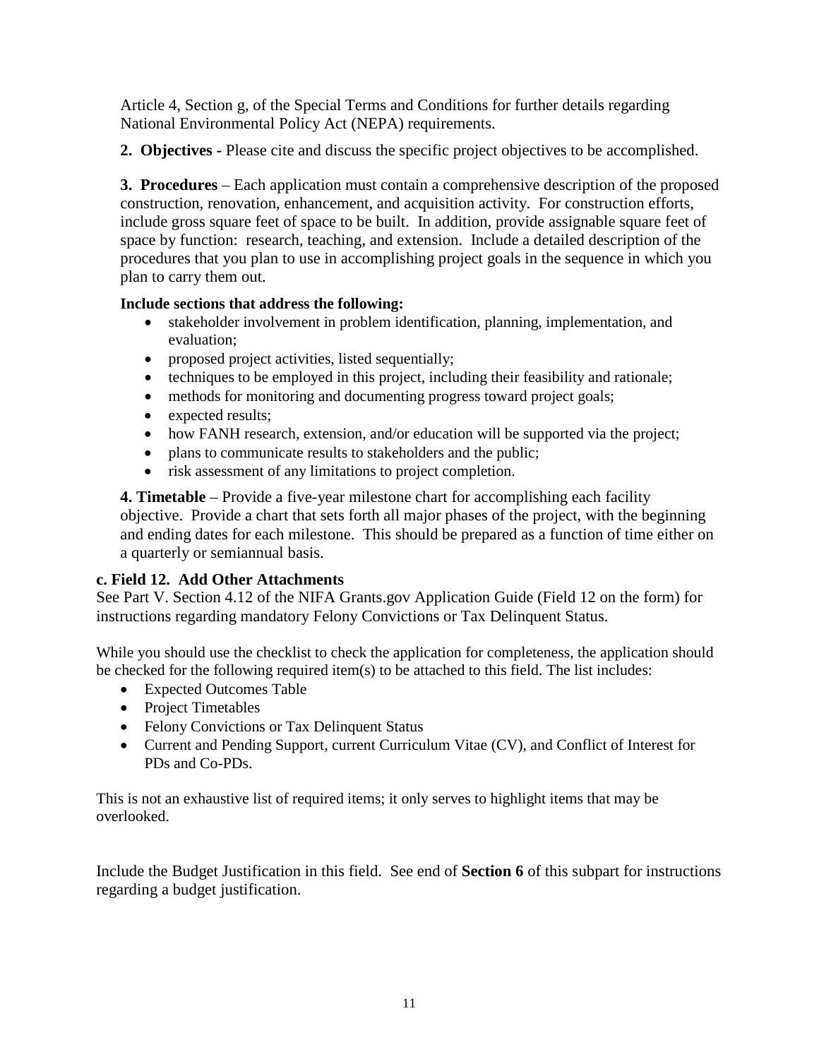Article 4, Section g, of the Special Terms and Conditions for further details regarding National Environmental Policy Act (NEPA) requirements.

**2. Objectives -** Please cite and discuss the specific project objectives to be accomplished.

**3. Procedures** – Each application must contain a comprehensive description of the proposed construction, renovation, enhancement, and acquisition activity. For construction efforts, include gross square feet of space to be built. In addition, provide assignable square feet of space by function: research, teaching, and extension. Include a detailed description of the procedures that you plan to use in accomplishing project goals in the sequence in which you plan to carry them out.

**Include sections that address the following:**

- stakeholder involvement in problem identification, planning, implementation, and evaluation;
- proposed project activities, listed sequentially;
- techniques to be employed in this project, including their feasibility and rationale;
- methods for monitoring and documenting progress toward project goals;
- expected results;
- how FANH research, extension, and/or education will be supported via the project;
- plans to communicate results to stakeholders and the public;
- risk assessment of any limitations to project completion.

**4. Timetable** – Provide a five-year milestone chart for accomplishing each facility objective. Provide a chart that sets forth all major phases of the project, with the beginning and ending dates for each milestone. This should be prepared as a function of time either on a quarterly or semiannual basis.

### c. Field 12. Add Other Attachments

See Part V. Section 4.12 of the NIFA Grants.gov Application Guide (Field 12 on the form) for instructions regarding mandatory Felony Convictions or Tax Delinquent Status.

While you should use the checklist to check the application for completeness, the application should be checked for the following required item(s) to be attached to this field. The list includes:

- Expected Outcomes Table
- Project Timetables
- Felony Convictions or Tax Delinquent Status
- Current and Pending Support, current Curriculum Vitae (CV), and Conflict of Interest for PDs and Co-PDs.

This is not an exhaustive list of required items; it only serves to highlight items that may be overlooked.

Include the Budget Justification in this field. See end of **Section 6** of this subpart for instructions regarding a budget justification.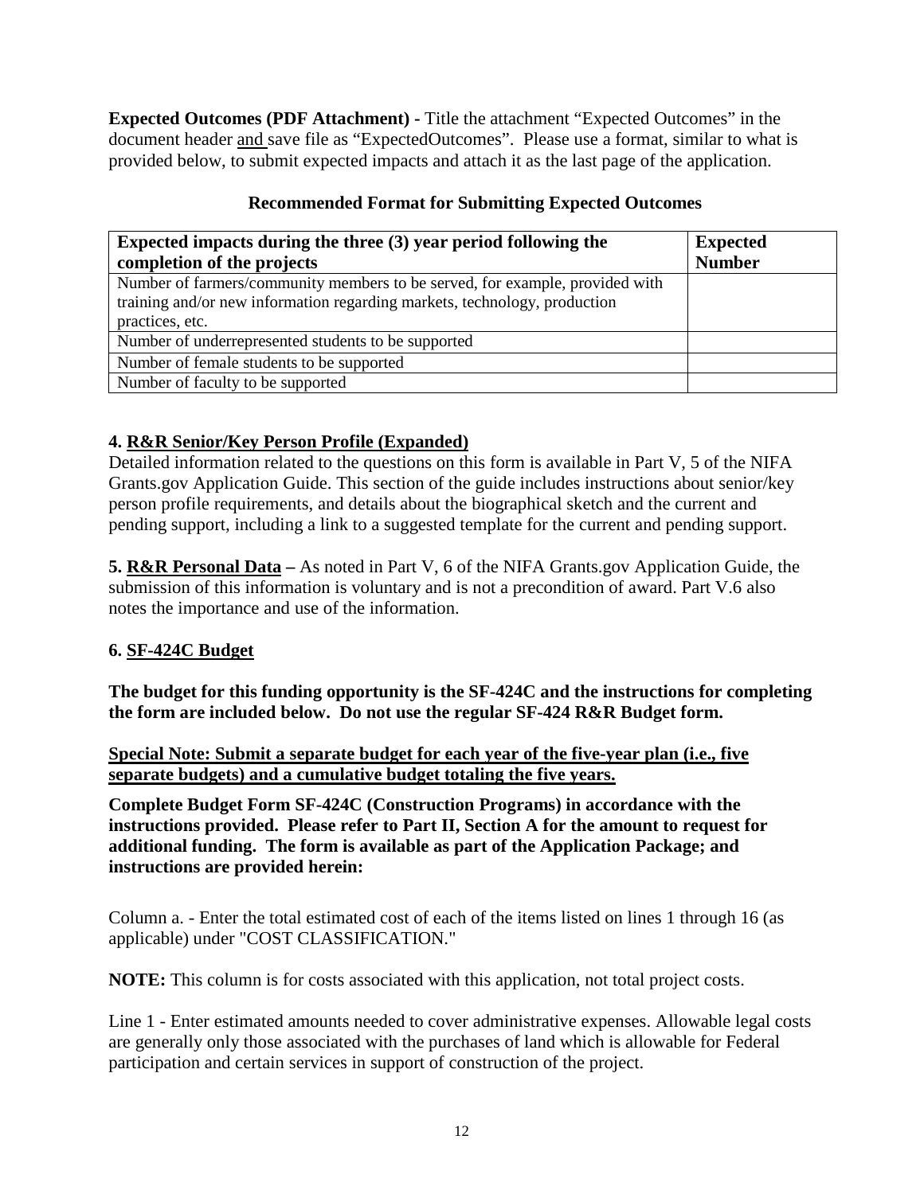**Expected Outcomes (PDF Attachment) -** Title the attachment "Expected Outcomes" in the document header <u>and</u> save file as "ExpectedOutcomes". Please use a format, similar to what is provided below, to submit expected impacts and attach it as the last page of the application.

**Recommended Format for Submitting Expected Outcomes**

| Expected impacts during the three (3) year period following the completion of the projects | Expected Number |
|---|---|
| Number of farmers/community members to be served, for example, provided with training and/or new information regarding markets, technology, production practices, etc. | |
| Number of underrepresented students to be supported | |
| Number of female students to be supported | |
| Number of faculty to be supported | |

**4. <u>R&R Senior/Key Person Profile (Expanded)</u>**

Detailed information related to the questions on this form is available in Part V, 5 of the NIFA Grants.gov Application Guide. This section of the guide includes instructions about senior/key person profile requirements, and details about the biographical sketch and the current and pending support, including a link to a suggested template for the current and pending support.

**5. <u>R&R Personal Data</u> –** As noted in Part V, 6 of the NIFA Grants.gov Application Guide, the submission of this information is voluntary and is not a precondition of award. Part V.6 also notes the importance and use of the information.

**6. <u>SF-424C Budget</u>**

**The budget for this funding opportunity is the SF-424C and the instructions for completing the form are included below. Do not use the regular SF-424 R&R Budget form.**

**<u>Special Note: Submit a separate budget for each year of the five-year plan (i.e., five separate budgets) and a cumulative budget totaling the five years.</u>**

**Complete Budget Form SF-424C (Construction Programs) in accordance with the instructions provided. Please refer to Part II, Section A for the amount to request for additional funding. The form is available as part of the Application Package; and instructions are provided herein:**

Column a. - Enter the total estimated cost of each of the items listed on lines 1 through 16 (as applicable) under "COST CLASSIFICATION."

**NOTE:** This column is for costs associated with this application, not total project costs.

Line 1 - Enter estimated amounts needed to cover administrative expenses. Allowable legal costs are generally only those associated with the purchases of land which is allowable for Federal participation and certain services in support of construction of the project.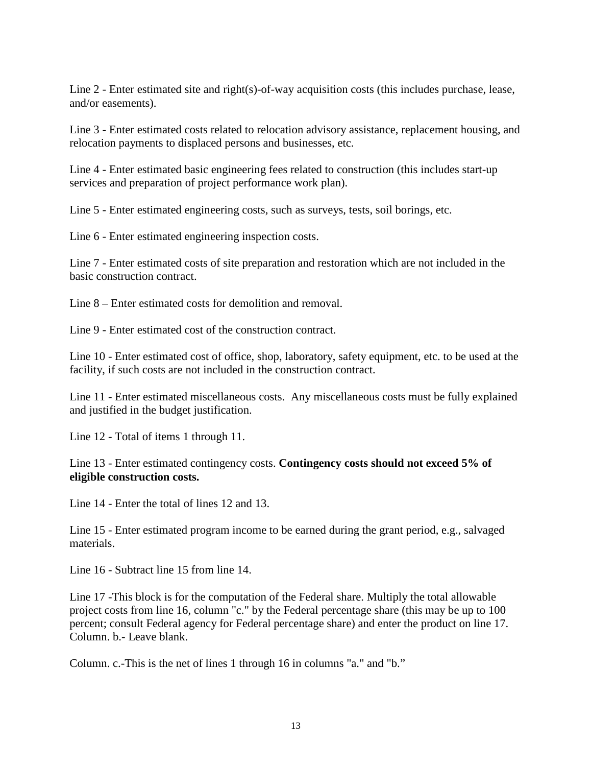Line 2 - Enter estimated site and right(s)-of-way acquisition costs (this includes purchase, lease, and/or easements).

Line 3 - Enter estimated costs related to relocation advisory assistance, replacement housing, and relocation payments to displaced persons and businesses, etc.

Line 4 - Enter estimated basic engineering fees related to construction (this includes start-up services and preparation of project performance work plan).

Line 5 - Enter estimated engineering costs, such as surveys, tests, soil borings, etc.

Line 6 - Enter estimated engineering inspection costs.

Line 7 - Enter estimated costs of site preparation and restoration which are not included in the basic construction contract.

Line 8 – Enter estimated costs for demolition and removal.

Line 9 - Enter estimated cost of the construction contract.

Line 10 - Enter estimated cost of office, shop, laboratory, safety equipment, etc. to be used at the facility, if such costs are not included in the construction contract.

Line 11 - Enter estimated miscellaneous costs. Any miscellaneous costs must be fully explained and justified in the budget justification.

Line 12 - Total of items 1 through 11.

Line 13 - Enter estimated contingency costs. **Contingency costs should not exceed 5% of eligible construction costs.**

Line 14 - Enter the total of lines 12 and 13.

Line 15 - Enter estimated program income to be earned during the grant period, e.g., salvaged materials.

Line 16 - Subtract line 15 from line 14.

Line 17 -This block is for the computation of the Federal share. Multiply the total allowable project costs from line 16, column "c." by the Federal percentage share (this may be up to 100 percent; consult Federal agency for Federal percentage share) and enter the product on line 17. Column. b.- Leave blank.

Column. c.-This is the net of lines 1 through 16 in columns "a." and "b."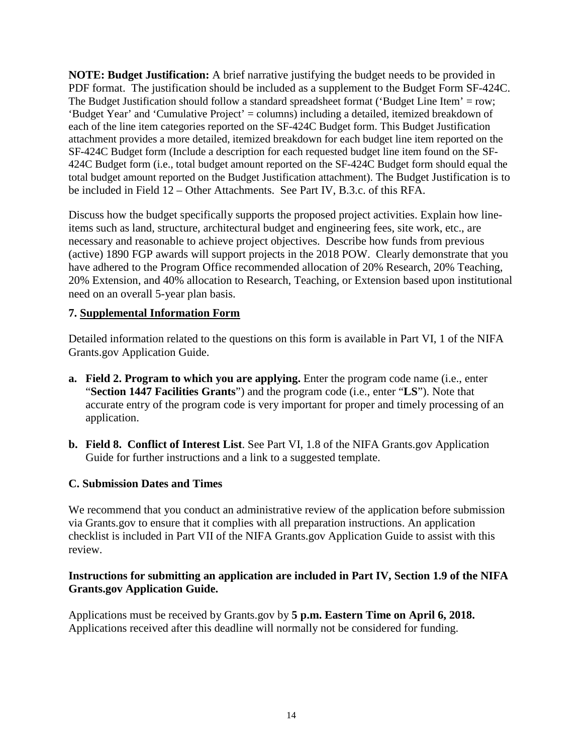**NOTE: Budget Justification:** A brief narrative justifying the budget needs to be provided in PDF format. The justification should be included as a supplement to the Budget Form SF-424C. The Budget Justification should follow a standard spreadsheet format ('Budget Line Item' = row; 'Budget Year' and 'Cumulative Project' = columns) including a detailed, itemized breakdown of each of the line item categories reported on the SF-424C Budget form. This Budget Justification attachment provides a more detailed, itemized breakdown for each budget line item reported on the SF-424C Budget form (Include a description for each requested budget line item found on the SF-424C Budget form (i.e., total budget amount reported on the SF-424C Budget form should equal the total budget amount reported on the Budget Justification attachment). The Budget Justification is to be included in Field 12 – Other Attachments. See Part IV, B.3.c. of this RFA.

Discuss how the budget specifically supports the proposed project activities. Explain how line-items such as land, structure, architectural budget and engineering fees, site work, etc., are necessary and reasonable to achieve project objectives. Describe how funds from previous (active) 1890 FGP awards will support projects in the 2018 POW. Clearly demonstrate that you have adhered to the Program Office recommended allocation of 20% Research, 20% Teaching, 20% Extension, and 40% allocation to Research, Teaching, or Extension based upon institutional need on an overall 5-year plan basis.

### 7. Supplemental Information Form

Detailed information related to the questions on this form is available in Part VI, 1 of the NIFA Grants.gov Application Guide.

**a. Field 2. Program to which you are applying.** Enter the program code name (i.e., enter "**Section 1447 Facilities Grants**") and the program code (i.e., enter "**LS**"). Note that accurate entry of the program code is very important for proper and timely processing of an application.

**b. Field 8. Conflict of Interest List**. See Part VI, 1.8 of the NIFA Grants.gov Application Guide for further instructions and a link to a suggested template.

### C. Submission Dates and Times

We recommend that you conduct an administrative review of the application before submission via Grants.gov to ensure that it complies with all preparation instructions. An application checklist is included in Part VII of the NIFA Grants.gov Application Guide to assist with this review.

**Instructions for submitting an application are included in Part IV, Section 1.9 of the NIFA Grants.gov Application Guide.**

Applications must be received by Grants.gov by **5 p.m. Eastern Time on April 6, 2018.** Applications received after this deadline will normally not be considered for funding.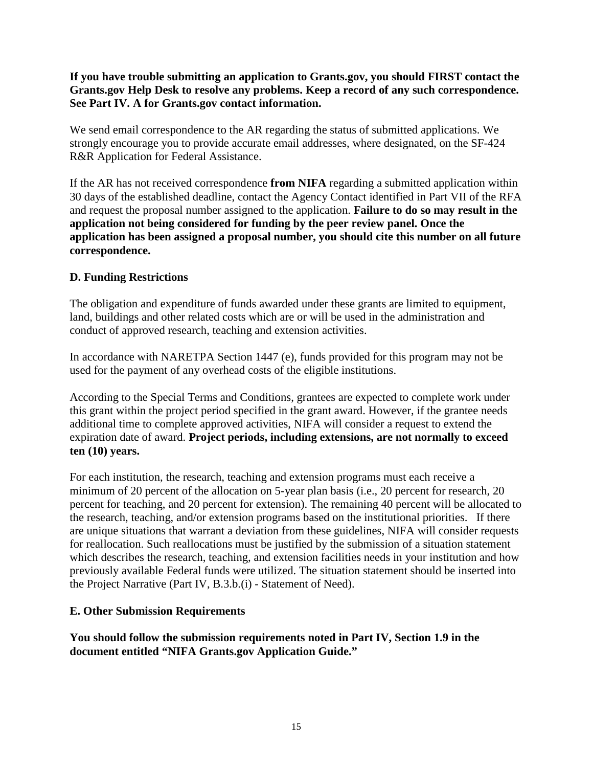**If you have trouble submitting an application to Grants.gov, you should FIRST contact the Grants.gov Help Desk to resolve any problems. Keep a record of any such correspondence. See Part IV. A for Grants.gov contact information.**

We send email correspondence to the AR regarding the status of submitted applications. We strongly encourage you to provide accurate email addresses, where designated, on the SF-424 R&R Application for Federal Assistance.

If the AR has not received correspondence **from NIFA** regarding a submitted application within 30 days of the established deadline, contact the Agency Contact identified in Part VII of the RFA and request the proposal number assigned to the application. **Failure to do so may result in the application not being considered for funding by the peer review panel. Once the application has been assigned a proposal number, you should cite this number on all future correspondence.**

### D. Funding Restrictions

The obligation and expenditure of funds awarded under these grants are limited to equipment, land, buildings and other related costs which are or will be used in the administration and conduct of approved research, teaching and extension activities.

In accordance with NARETPA Section 1447 (e), funds provided for this program may not be used for the payment of any overhead costs of the eligible institutions.

According to the Special Terms and Conditions, grantees are expected to complete work under this grant within the project period specified in the grant award. However, if the grantee needs additional time to complete approved activities, NIFA will consider a request to extend the expiration date of award. **Project periods, including extensions, are not normally to exceed ten (10) years.**

For each institution, the research, teaching and extension programs must each receive a minimum of 20 percent of the allocation on 5-year plan basis (i.e., 20 percent for research, 20 percent for teaching, and 20 percent for extension). The remaining 40 percent will be allocated to the research, teaching, and/or extension programs based on the institutional priorities. If there are unique situations that warrant a deviation from these guidelines, NIFA will consider requests for reallocation. Such reallocations must be justified by the submission of a situation statement which describes the research, teaching, and extension facilities needs in your institution and how previously available Federal funds were utilized. The situation statement should be inserted into the Project Narrative (Part IV, B.3.b.(i) - Statement of Need).

### E. Other Submission Requirements

**You should follow the submission requirements noted in Part IV, Section 1.9 in the document entitled "NIFA Grants.gov Application Guide."**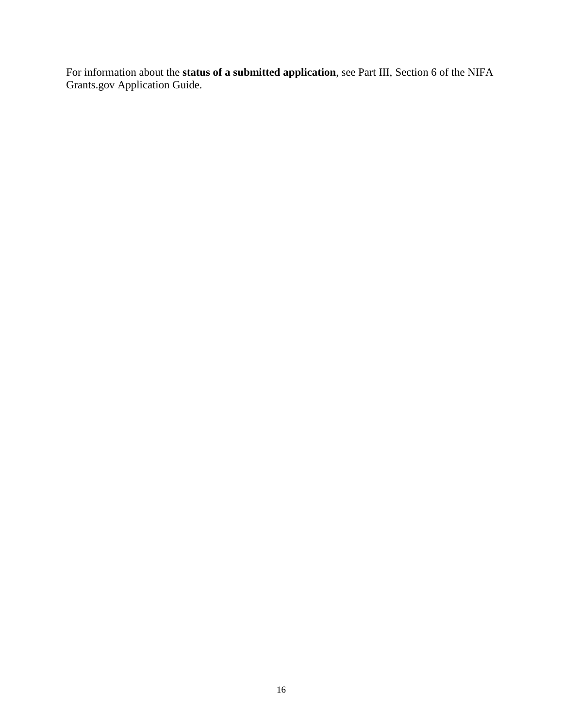For information about the **status of a submitted application**, see Part III, Section 6 of the NIFA Grants.gov Application Guide.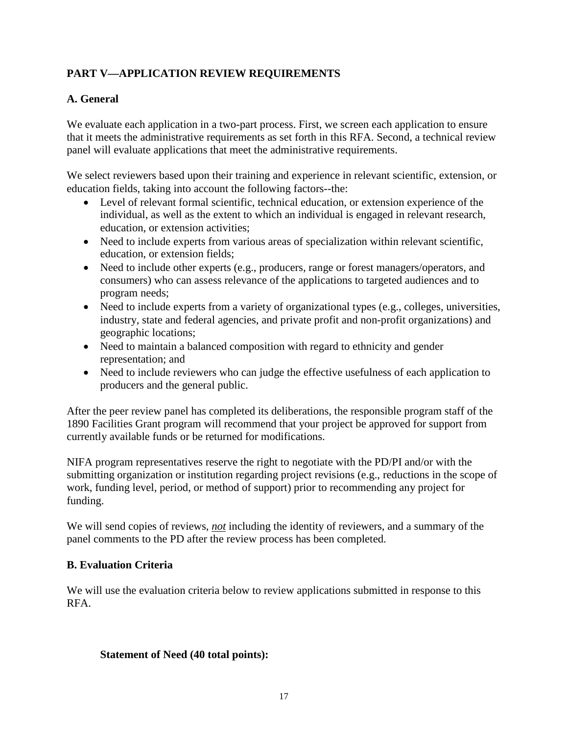## PART V—APPLICATION REVIEW REQUIREMENTS

### A. General

We evaluate each application in a two-part process. First, we screen each application to ensure that it meets the administrative requirements as set forth in this RFA. Second, a technical review panel will evaluate applications that meet the administrative requirements.

We select reviewers based upon their training and experience in relevant scientific, extension, or education fields, taking into account the following factors--the:

- Level of relevant formal scientific, technical education, or extension experience of the individual, as well as the extent to which an individual is engaged in relevant research, education, or extension activities;
- Need to include experts from various areas of specialization within relevant scientific, education, or extension fields;
- Need to include other experts (e.g., producers, range or forest managers/operators, and consumers) who can assess relevance of the applications to targeted audiences and to program needs;
- Need to include experts from a variety of organizational types (e.g., colleges, universities, industry, state and federal agencies, and private profit and non-profit organizations) and geographic locations;
- Need to maintain a balanced composition with regard to ethnicity and gender representation; and
- Need to include reviewers who can judge the effective usefulness of each application to producers and the general public.

After the peer review panel has completed its deliberations, the responsible program staff of the 1890 Facilities Grant program will recommend that your project be approved for support from currently available funds or be returned for modifications.

NIFA program representatives reserve the right to negotiate with the PD/PI and/or with the submitting organization or institution regarding project revisions (e.g., reductions in the scope of work, funding level, period, or method of support) prior to recommending any project for funding.

We will send copies of reviews, ***not*** including the identity of reviewers, and a summary of the panel comments to the PD after the review process has been completed.

### B. Evaluation Criteria

We will use the evaluation criteria below to review applications submitted in response to this RFA.

**Statement of Need (40 total points):**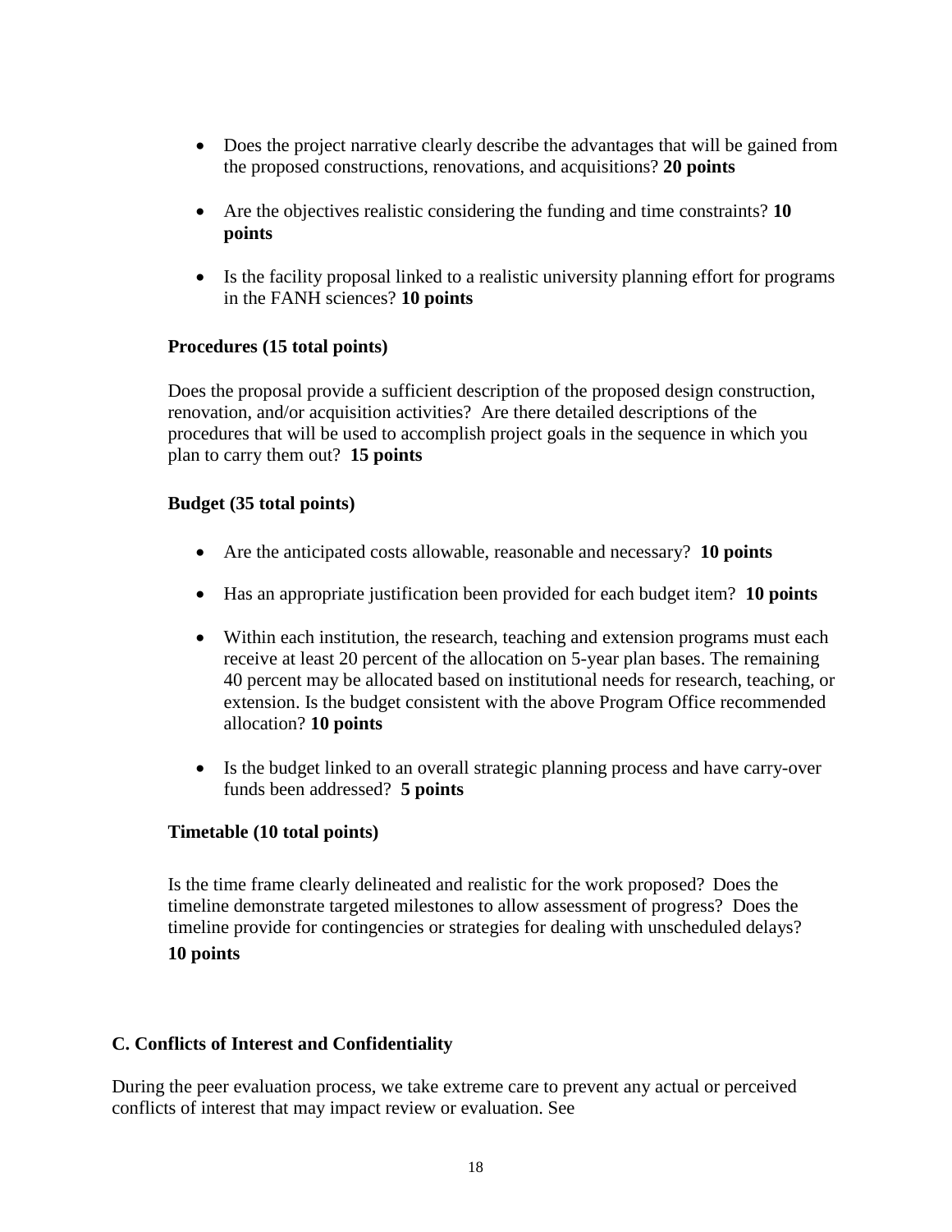- Does the project narrative clearly describe the advantages that will be gained from the proposed constructions, renovations, and acquisitions? **20 points**

- Are the objectives realistic considering the funding and time constraints? **10 points**

- Is the facility proposal linked to a realistic university planning effort for programs in the FANH sciences? **10 points**

**Procedures (15 total points)**

Does the proposal provide a sufficient description of the proposed design construction, renovation, and/or acquisition activities? Are there detailed descriptions of the procedures that will be used to accomplish project goals in the sequence in which you plan to carry them out? **15 points**

**Budget (35 total points)**

- Are the anticipated costs allowable, reasonable and necessary? **10 points**

- Has an appropriate justification been provided for each budget item? **10 points**

- Within each institution, the research, teaching and extension programs must each receive at least 20 percent of the allocation on 5-year plan bases. The remaining 40 percent may be allocated based on institutional needs for research, teaching, or extension. Is the budget consistent with the above Program Office recommended allocation? **10 points**

- Is the budget linked to an overall strategic planning process and have carry-over funds been addressed? **5 points**

**Timetable (10 total points)**

Is the time frame clearly delineated and realistic for the work proposed? Does the timeline demonstrate targeted milestones to allow assessment of progress? Does the timeline provide for contingencies or strategies for dealing with unscheduled delays? **10 points**

### C. Conflicts of Interest and Confidentiality

During the peer evaluation process, we take extreme care to prevent any actual or perceived conflicts of interest that may impact review or evaluation. See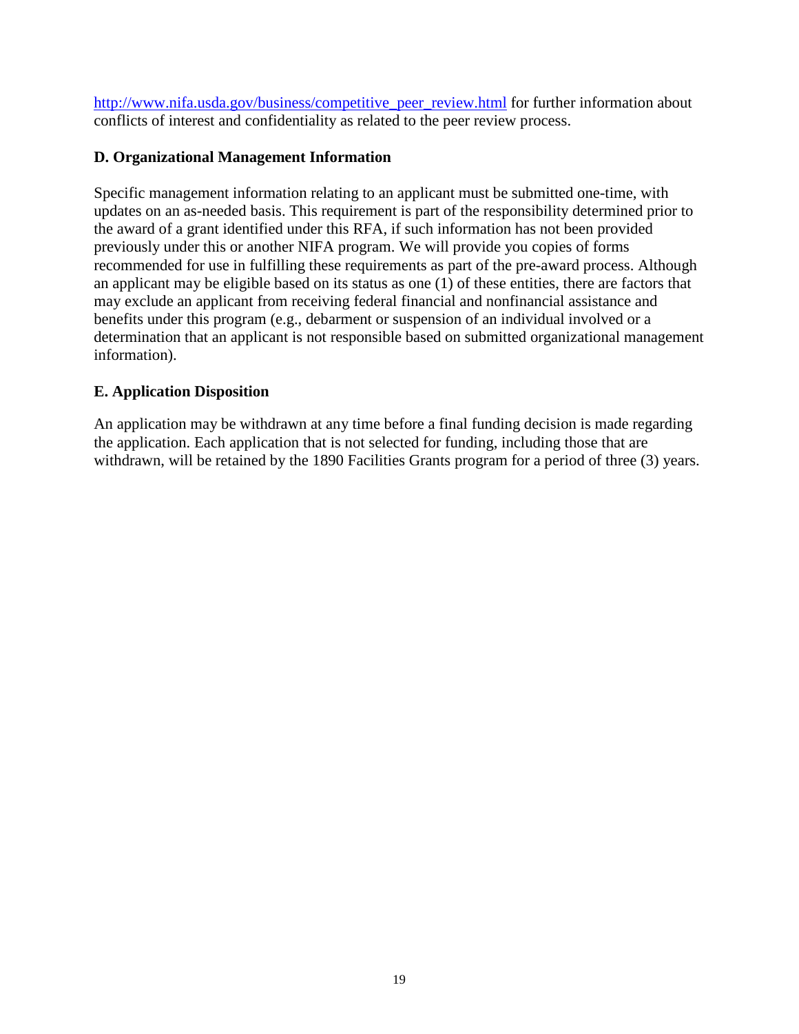http://www.nifa.usda.gov/business/competitive_peer_review.html for further information about conflicts of interest and confidentiality as related to the peer review process.

### D. Organizational Management Information

Specific management information relating to an applicant must be submitted one-time, with updates on an as-needed basis. This requirement is part of the responsibility determined prior to the award of a grant identified under this RFA, if such information has not been provided previously under this or another NIFA program. We will provide you copies of forms recommended for use in fulfilling these requirements as part of the pre-award process. Although an applicant may be eligible based on its status as one (1) of these entities, there are factors that may exclude an applicant from receiving federal financial and nonfinancial assistance and benefits under this program (e.g., debarment or suspension of an individual involved or a determination that an applicant is not responsible based on submitted organizational management information).

### E. Application Disposition

An application may be withdrawn at any time before a final funding decision is made regarding the application. Each application that is not selected for funding, including those that are withdrawn, will be retained by the 1890 Facilities Grants program for a period of three (3) years.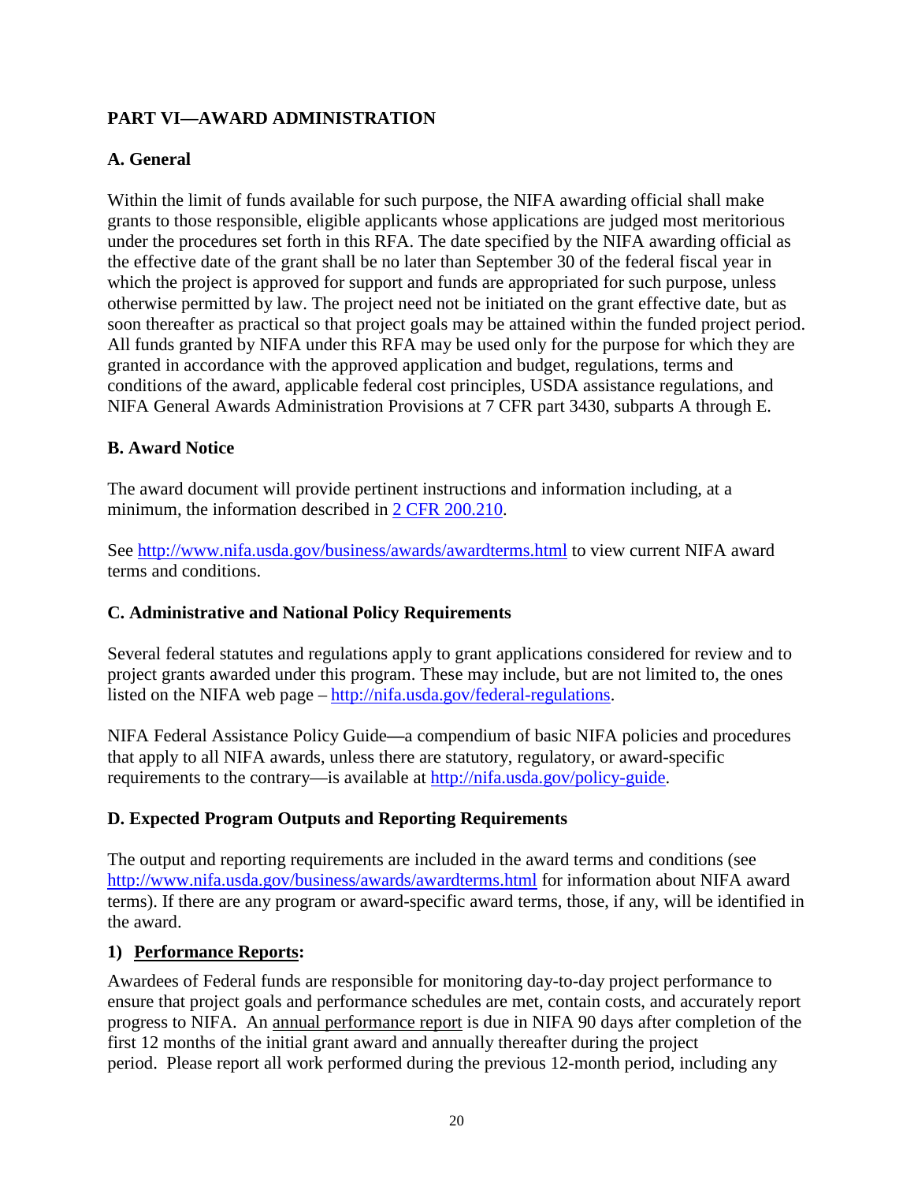## PART VI—AWARD ADMINISTRATION

### A. General

Within the limit of funds available for such purpose, the NIFA awarding official shall make grants to those responsible, eligible applicants whose applications are judged most meritorious under the procedures set forth in this RFA. The date specified by the NIFA awarding official as the effective date of the grant shall be no later than September 30 of the federal fiscal year in which the project is approved for support and funds are appropriated for such purpose, unless otherwise permitted by law. The project need not be initiated on the grant effective date, but as soon thereafter as practical so that project goals may be attained within the funded project period. All funds granted by NIFA under this RFA may be used only for the purpose for which they are granted in accordance with the approved application and budget, regulations, terms and conditions of the award, applicable federal cost principles, USDA assistance regulations, and NIFA General Awards Administration Provisions at 7 CFR part 3430, subparts A through E.

### B. Award Notice

The award document will provide pertinent instructions and information including, at a minimum, the information described in [2 CFR 200.210](2 CFR 200.210).

See [http://www.nifa.usda.gov/business/awards/awardterms.html](http://www.nifa.usda.gov/business/awards/awardterms.html) to view current NIFA award terms and conditions.

### C. Administrative and National Policy Requirements

Several federal statutes and regulations apply to grant applications considered for review and to project grants awarded under this program. These may include, but are not limited to, the ones listed on the NIFA web page – [http://nifa.usda.gov/federal-regulations](http://nifa.usda.gov/federal-regulations).

NIFA Federal Assistance Policy Guide—a compendium of basic NIFA policies and procedures that apply to all NIFA awards, unless there are statutory, regulatory, or award-specific requirements to the contrary—is available at [http://nifa.usda.gov/policy-guide](http://nifa.usda.gov/policy-guide).

### D. Expected Program Outputs and Reporting Requirements

The output and reporting requirements are included in the award terms and conditions (see [http://www.nifa.usda.gov/business/awards/awardterms.html](http://www.nifa.usda.gov/business/awards/awardterms.html) for information about NIFA award terms). If there are any program or award-specific award terms, those, if any, will be identified in the award.

**1) Performance Reports:**

Awardees of Federal funds are responsible for monitoring day-to-day project performance to ensure that project goals and performance schedules are met, contain costs, and accurately report progress to NIFA. An annual performance report is due in NIFA 90 days after completion of the first 12 months of the initial grant award and annually thereafter during the project period. Please report all work performed during the previous 12-month period, including any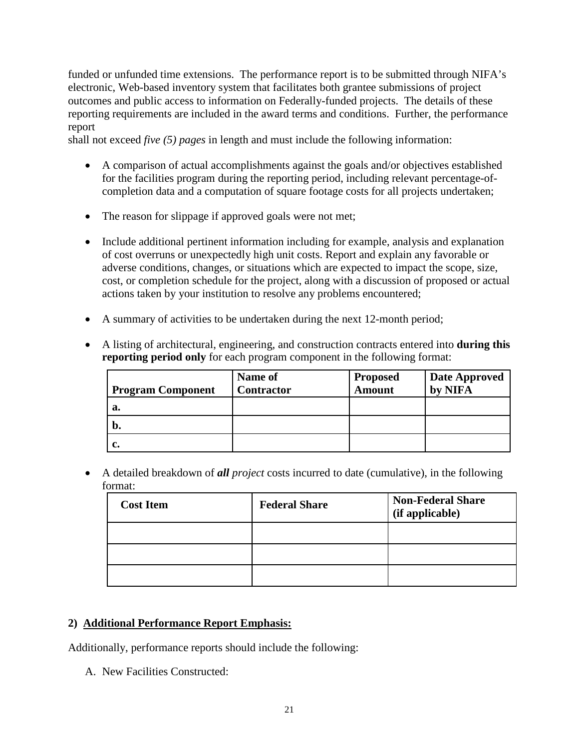funded or unfunded time extensions. The performance report is to be submitted through NIFA's electronic, Web-based inventory system that facilitates both grantee submissions of project outcomes and public access to information on Federally-funded projects. The details of these reporting requirements are included in the award terms and conditions. Further, the performance report
shall not exceed *five (5) pages* in length and must include the following information:

- A comparison of actual accomplishments against the goals and/or objectives established for the facilities program during the reporting period, including relevant percentage-of-completion data and a computation of square footage costs for all projects undertaken;
- The reason for slippage if approved goals were not met;
- Include additional pertinent information including for example, analysis and explanation of cost overruns or unexpectedly high unit costs. Report and explain any favorable or adverse conditions, changes, or situations which are expected to impact the scope, size, cost, or completion schedule for the project, along with a discussion of proposed or actual actions taken by your institution to resolve any problems encountered;
- A summary of activities to be undertaken during the next 12-month period;
- A listing of architectural, engineering, and construction contracts entered into **during this reporting period only** for each program component in the following format:

| Program Component | Name of Contractor | Proposed Amount | Date Approved by NIFA |
|---|---|---|---|
| **a.** | | | |
| **b.** | | | |
| **c.** | | | |

- A detailed breakdown of ***all*** *project* costs incurred to date (cumulative), in the following format:

| Cost Item | Federal Share | Non-Federal Share (if applicable) |
|---|---|---|
| | | |
| | | |
| | | |

**2) Additional Performance Report Emphasis:**

Additionally, performance reports should include the following:

A. New Facilities Constructed: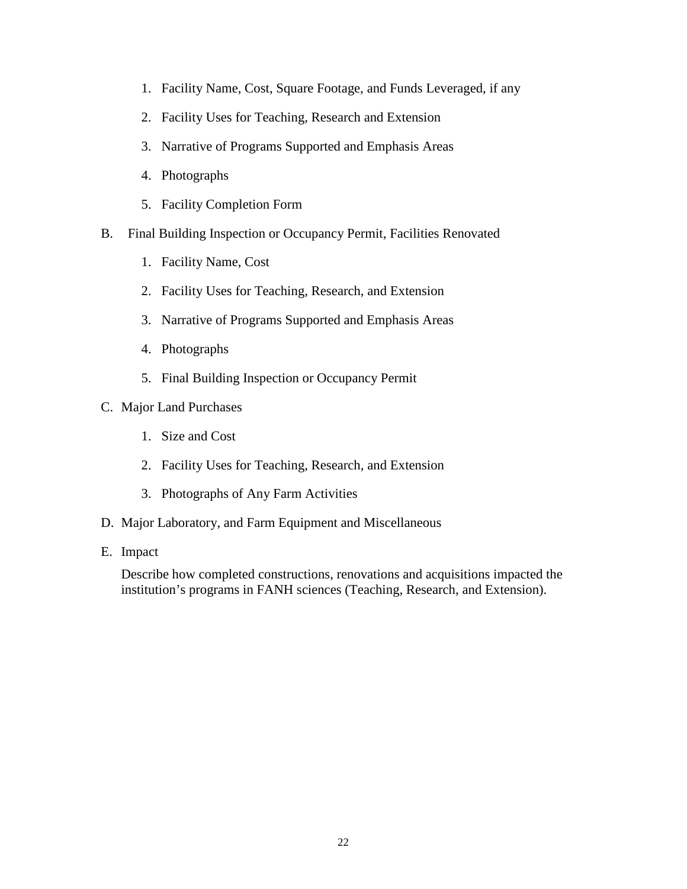1. Facility Name, Cost, Square Footage, and Funds Leveraged, if any
2. Facility Uses for Teaching, Research and Extension
3. Narrative of Programs Supported and Emphasis Areas
4. Photographs
5. Facility Completion Form

B. Final Building Inspection or Occupancy Permit, Facilities Renovated

1. Facility Name, Cost
2. Facility Uses for Teaching, Research, and Extension
3. Narrative of Programs Supported and Emphasis Areas
4. Photographs
5. Final Building Inspection or Occupancy Permit

C. Major Land Purchases

1. Size and Cost
2. Facility Uses for Teaching, Research, and Extension
3. Photographs of Any Farm Activities

D. Major Laboratory, and Farm Equipment and Miscellaneous

E. Impact

Describe how completed constructions, renovations and acquisitions impacted the institution's programs in FANH sciences (Teaching, Research, and Extension).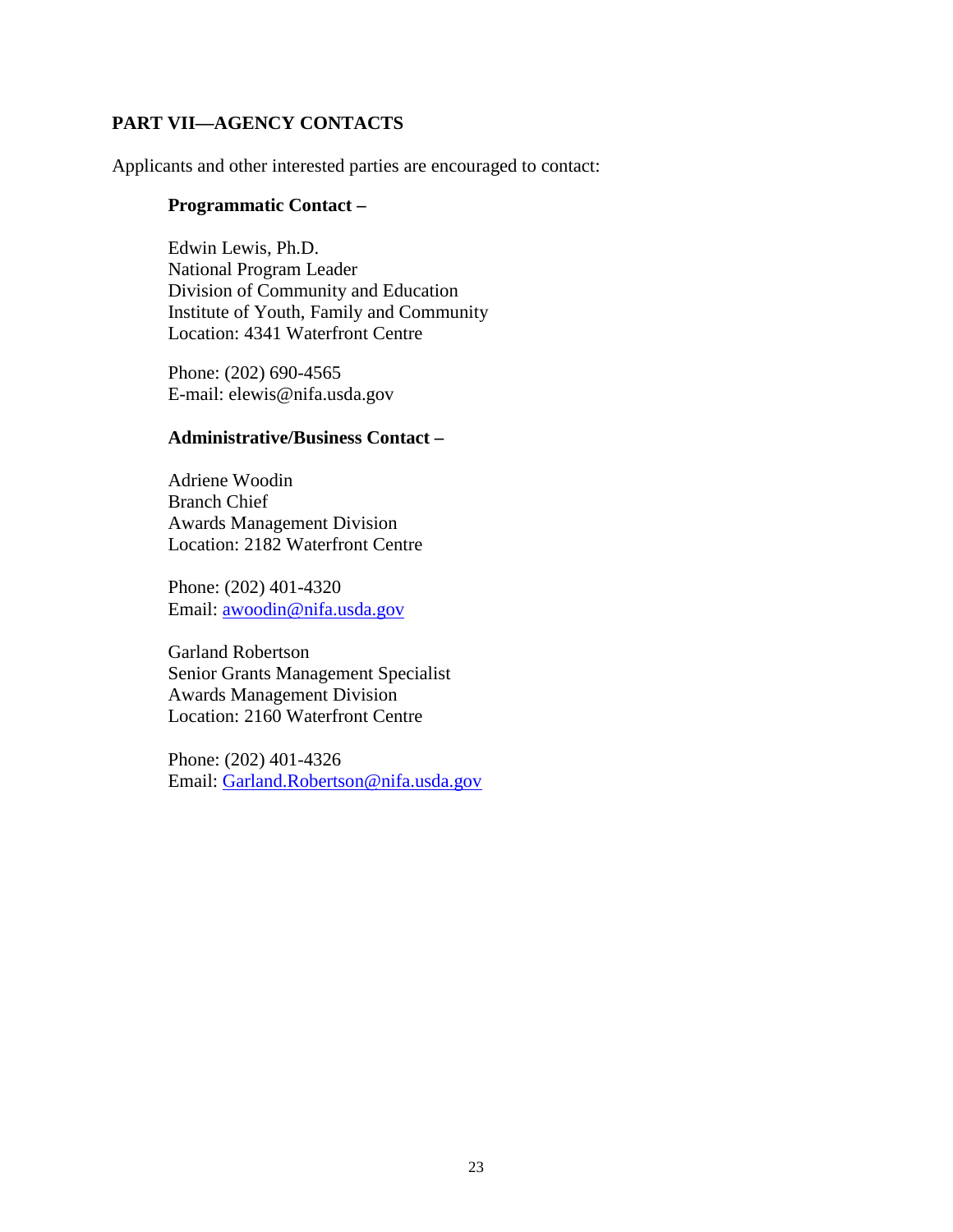## PART VII—AGENCY CONTACTS

Applicants and other interested parties are encouraged to contact:

**Programmatic Contact –**

Edwin Lewis, Ph.D.
National Program Leader
Division of Community and Education
Institute of Youth, Family and Community
Location: 4341 Waterfront Centre

Phone: (202) 690-4565
E-mail: elewis@nifa.usda.gov

**Administrative/Business Contact –**

Adriene Woodin
Branch Chief
Awards Management Division
Location: 2182 Waterfront Centre

Phone: (202) 401-4320
Email: awoodin@nifa.usda.gov

Garland Robertson
Senior Grants Management Specialist
Awards Management Division
Location: 2160 Waterfront Centre

Phone: (202) 401-4326
Email: Garland.Robertson@nifa.usda.gov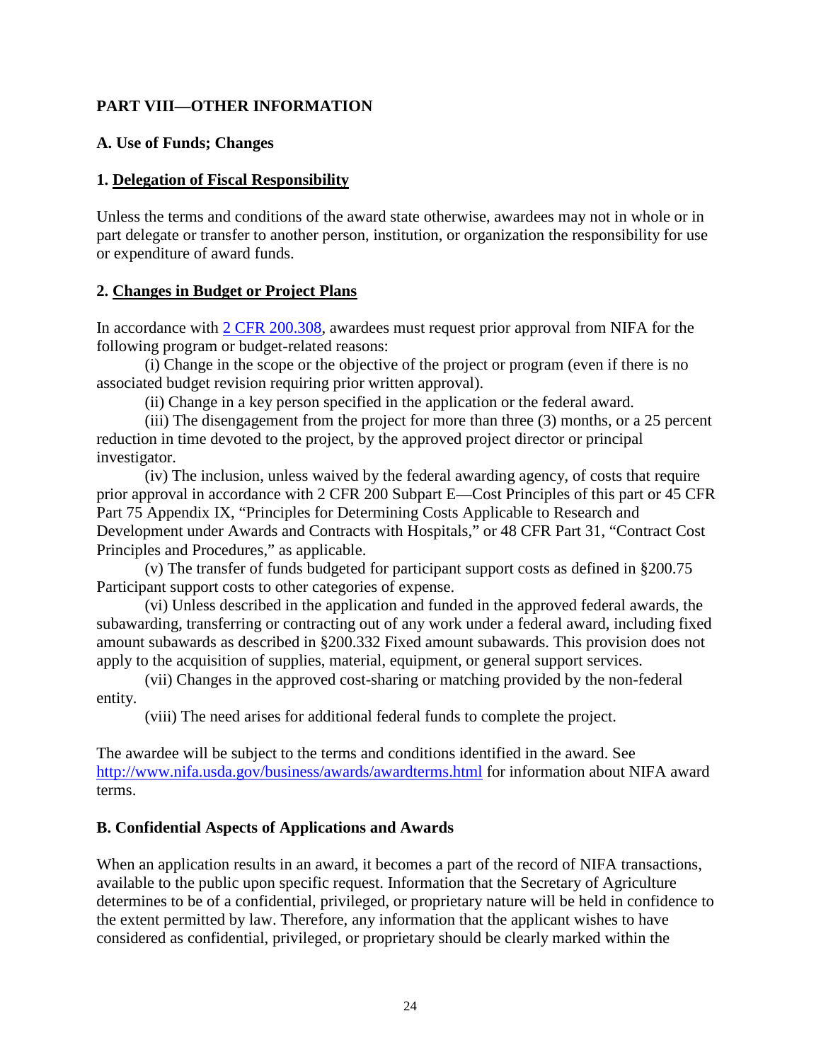## PART VIII—OTHER INFORMATION

### A. Use of Funds; Changes

#### 1. Delegation of Fiscal Responsibility

Unless the terms and conditions of the award state otherwise, awardees may not in whole or in part delegate or transfer to another person, institution, or organization the responsibility for use or expenditure of award funds.

#### 2. Changes in Budget or Project Plans

In accordance with [2 CFR 200.308](https://www.ecfr.gov), awardees must request prior approval from NIFA for the following program or budget-related reasons:

(i) Change in the scope or the objective of the project or program (even if there is no associated budget revision requiring prior written approval).

(ii) Change in a key person specified in the application or the federal award.

(iii) The disengagement from the project for more than three (3) months, or a 25 percent reduction in time devoted to the project, by the approved project director or principal investigator.

(iv) The inclusion, unless waived by the federal awarding agency, of costs that require prior approval in accordance with 2 CFR 200 Subpart E—Cost Principles of this part or 45 CFR Part 75 Appendix IX, "Principles for Determining Costs Applicable to Research and Development under Awards and Contracts with Hospitals," or 48 CFR Part 31, "Contract Cost Principles and Procedures," as applicable.

(v) The transfer of funds budgeted for participant support costs as defined in §200.75 Participant support costs to other categories of expense.

(vi) Unless described in the application and funded in the approved federal awards, the subawarding, transferring or contracting out of any work under a federal award, including fixed amount subawards as described in §200.332 Fixed amount subawards. This provision does not apply to the acquisition of supplies, material, equipment, or general support services.

(vii) Changes in the approved cost-sharing or matching provided by the non-federal entity.

(viii) The need arises for additional federal funds to complete the project.

The awardee will be subject to the terms and conditions identified in the award. See http://www.nifa.usda.gov/business/awards/awardterms.html for information about NIFA award terms.

### B. Confidential Aspects of Applications and Awards

When an application results in an award, it becomes a part of the record of NIFA transactions, available to the public upon specific request. Information that the Secretary of Agriculture determines to be of a confidential, privileged, or proprietary nature will be held in confidence to the extent permitted by law. Therefore, any information that the applicant wishes to have considered as confidential, privileged, or proprietary should be clearly marked within the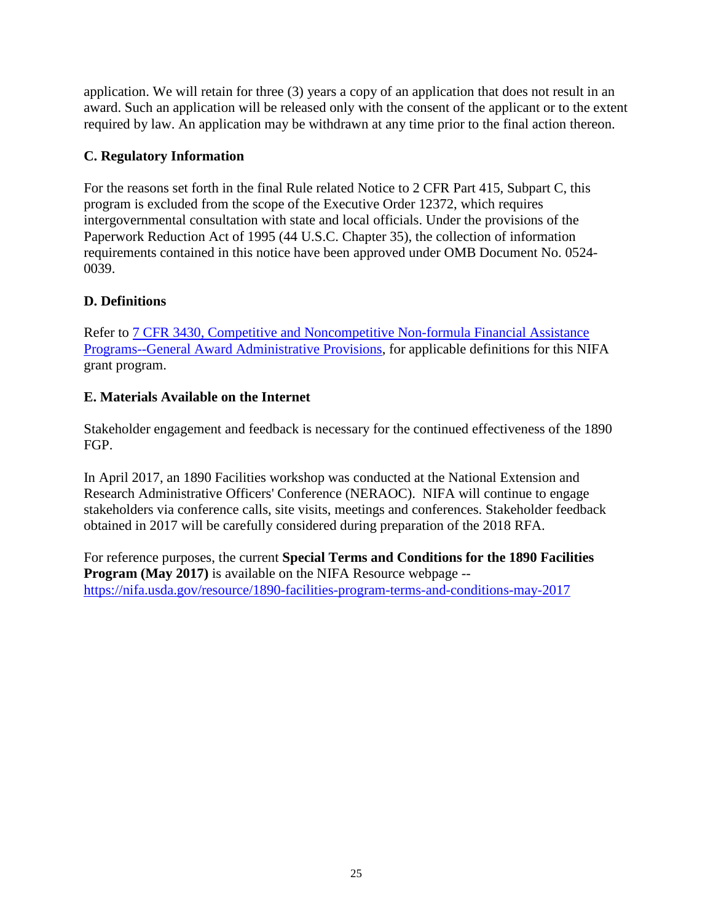application. We will retain for three (3) years a copy of an application that does not result in an award. Such an application will be released only with the consent of the applicant or to the extent required by law. An application may be withdrawn at any time prior to the final action thereon.

### C. Regulatory Information

For the reasons set forth in the final Rule related Notice to 2 CFR Part 415, Subpart C, this program is excluded from the scope of the Executive Order 12372, which requires intergovernmental consultation with state and local officials. Under the provisions of the Paperwork Reduction Act of 1995 (44 U.S.C. Chapter 35), the collection of information requirements contained in this notice have been approved under OMB Document No. 0524-0039.

### D. Definitions

Refer to [7 CFR 3430, Competitive and Noncompetitive Non-formula Financial Assistance Programs--General Award Administrative Provisions](), for applicable definitions for this NIFA grant program.

### E. Materials Available on the Internet

Stakeholder engagement and feedback is necessary for the continued effectiveness of the 1890 FGP.

In April 2017, an 1890 Facilities workshop was conducted at the National Extension and Research Administrative Officers' Conference (NERAOC). NIFA will continue to engage stakeholders via conference calls, site visits, meetings and conferences. Stakeholder feedback obtained in 2017 will be carefully considered during preparation of the 2018 RFA.

For reference purposes, the current **Special Terms and Conditions for the 1890 Facilities Program (May 2017)** is available on the NIFA Resource webpage -- [https://nifa.usda.gov/resource/1890-facilities-program-terms-and-conditions-may-2017](https://nifa.usda.gov/resource/1890-facilities-program-terms-and-conditions-may-2017)